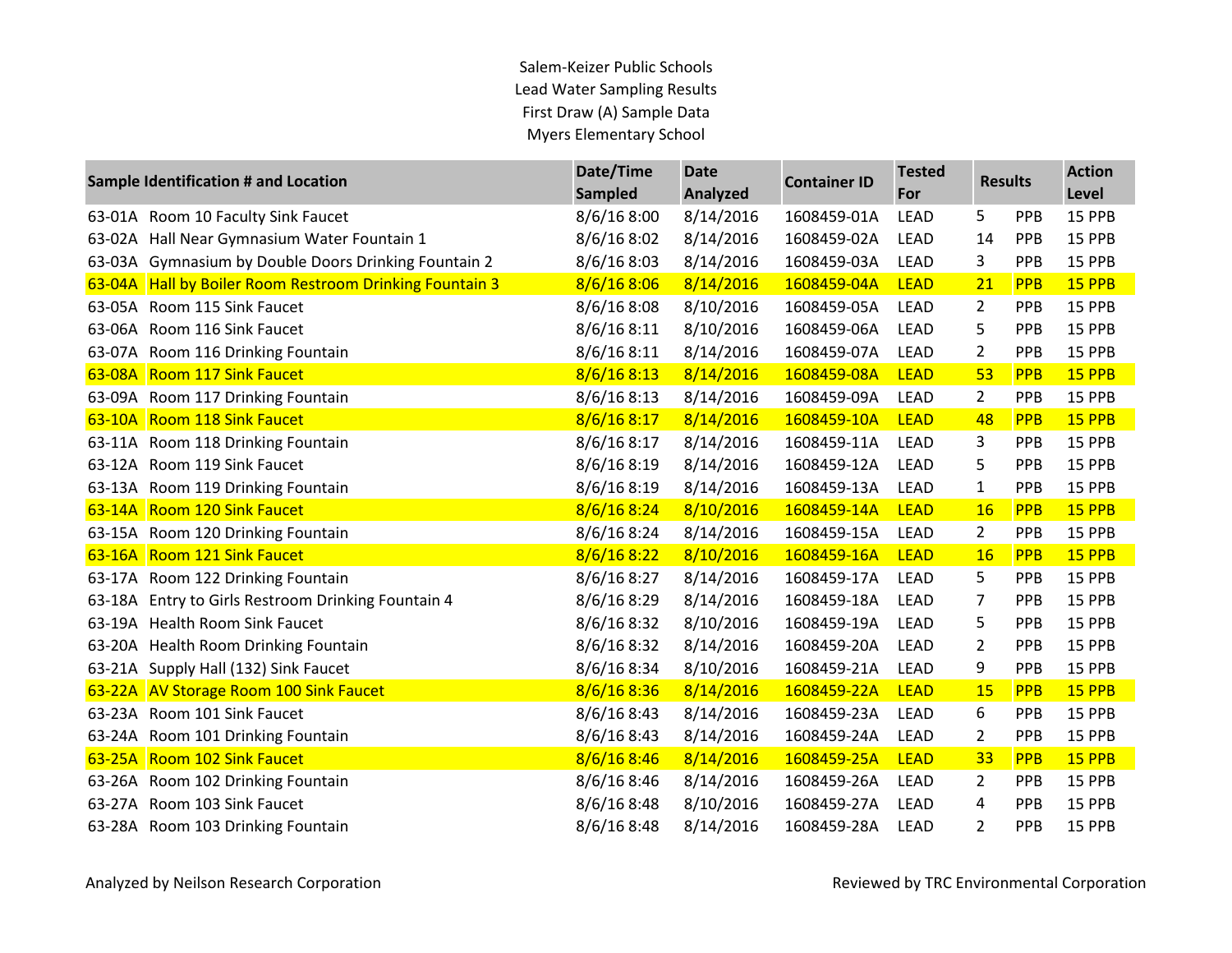Salem-Keizer Public Schools
Lead Water Sampling Results
First Draw (A) Sample Data
Myers Elementary School

| Sample Identification # and Location | | Date/Time Sampled | Date Analyzed | Container ID | Tested For | Results | | Action Level |
|---|---|---|---|---|---|---|---|---|
| 63-01A | Room 10 Faculty Sink Faucet | 8/6/16 8:00 | 8/14/2016 | 1608459-01A | LEAD | 5 | PPB | 15 PPB |
| 63-02A | Hall Near Gymnasium Water Fountain 1 | 8/6/16 8:02 | 8/14/2016 | 1608459-02A | LEAD | 14 | PPB | 15 PPB |
| 63-03A | Gymnasium by Double Doors Drinking Fountain 2 | 8/6/16 8:03 | 8/14/2016 | 1608459-03A | LEAD | 3 | PPB | 15 PPB |
| 63-04A | Hall by Boiler Room Restroom Drinking Fountain 3 | 8/6/16 8:06 | 8/14/2016 | 1608459-04A | LEAD | 21 | PPB | 15 PPB |
| 63-05A | Room 115 Sink Faucet | 8/6/16 8:08 | 8/10/2016 | 1608459-05A | LEAD | 2 | PPB | 15 PPB |
| 63-06A | Room 116 Sink Faucet | 8/6/16 8:11 | 8/10/2016 | 1608459-06A | LEAD | 5 | PPB | 15 PPB |
| 63-07A | Room 116 Drinking Fountain | 8/6/16 8:11 | 8/14/2016 | 1608459-07A | LEAD | 2 | PPB | 15 PPB |
| 63-08A | Room 117 Sink Faucet | 8/6/16 8:13 | 8/14/2016 | 1608459-08A | LEAD | 53 | PPB | 15 PPB |
| 63-09A | Room 117 Drinking Fountain | 8/6/16 8:13 | 8/14/2016 | 1608459-09A | LEAD | 2 | PPB | 15 PPB |
| 63-10A | Room 118 Sink Faucet | 8/6/16 8:17 | 8/14/2016 | 1608459-10A | LEAD | 48 | PPB | 15 PPB |
| 63-11A | Room 118 Drinking Fountain | 8/6/16 8:17 | 8/14/2016 | 1608459-11A | LEAD | 3 | PPB | 15 PPB |
| 63-12A | Room 119 Sink Faucet | 8/6/16 8:19 | 8/14/2016 | 1608459-12A | LEAD | 5 | PPB | 15 PPB |
| 63-13A | Room 119 Drinking Fountain | 8/6/16 8:19 | 8/14/2016 | 1608459-13A | LEAD | 1 | PPB | 15 PPB |
| 63-14A | Room 120 Sink Faucet | 8/6/16 8:24 | 8/10/2016 | 1608459-14A | LEAD | 16 | PPB | 15 PPB |
| 63-15A | Room 120 Drinking Fountain | 8/6/16 8:24 | 8/14/2016 | 1608459-15A | LEAD | 2 | PPB | 15 PPB |
| 63-16A | Room 121 Sink Faucet | 8/6/16 8:22 | 8/10/2016 | 1608459-16A | LEAD | 16 | PPB | 15 PPB |
| 63-17A | Room 122 Drinking Fountain | 8/6/16 8:27 | 8/14/2016 | 1608459-17A | LEAD | 5 | PPB | 15 PPB |
| 63-18A | Entry to Girls Restroom Drinking Fountain 4 | 8/6/16 8:29 | 8/14/2016 | 1608459-18A | LEAD | 7 | PPB | 15 PPB |
| 63-19A | Health Room Sink Faucet | 8/6/16 8:32 | 8/10/2016 | 1608459-19A | LEAD | 5 | PPB | 15 PPB |
| 63-20A | Health Room Drinking Fountain | 8/6/16 8:32 | 8/14/2016 | 1608459-20A | LEAD | 2 | PPB | 15 PPB |
| 63-21A | Supply Hall (132) Sink Faucet | 8/6/16 8:34 | 8/10/2016 | 1608459-21A | LEAD | 9 | PPB | 15 PPB |
| 63-22A | AV Storage Room 100 Sink Faucet | 8/6/16 8:36 | 8/14/2016 | 1608459-22A | LEAD | 15 | PPB | 15 PPB |
| 63-23A | Room 101 Sink Faucet | 8/6/16 8:43 | 8/14/2016 | 1608459-23A | LEAD | 6 | PPB | 15 PPB |
| 63-24A | Room 101 Drinking Fountain | 8/6/16 8:43 | 8/14/2016 | 1608459-24A | LEAD | 2 | PPB | 15 PPB |
| 63-25A | Room 102 Sink Faucet | 8/6/16 8:46 | 8/14/2016 | 1608459-25A | LEAD | 33 | PPB | 15 PPB |
| 63-26A | Room 102 Drinking Fountain | 8/6/16 8:46 | 8/14/2016 | 1608459-26A | LEAD | 2 | PPB | 15 PPB |
| 63-27A | Room 103 Sink Faucet | 8/6/16 8:48 | 8/10/2016 | 1608459-27A | LEAD | 4 | PPB | 15 PPB |
| 63-28A | Room 103 Drinking Fountain | 8/6/16 8:48 | 8/14/2016 | 1608459-28A | LEAD | 2 | PPB | 15 PPB |

Analyzed by Neilson Research Corporation

Reviewed by TRC Environmental Corporation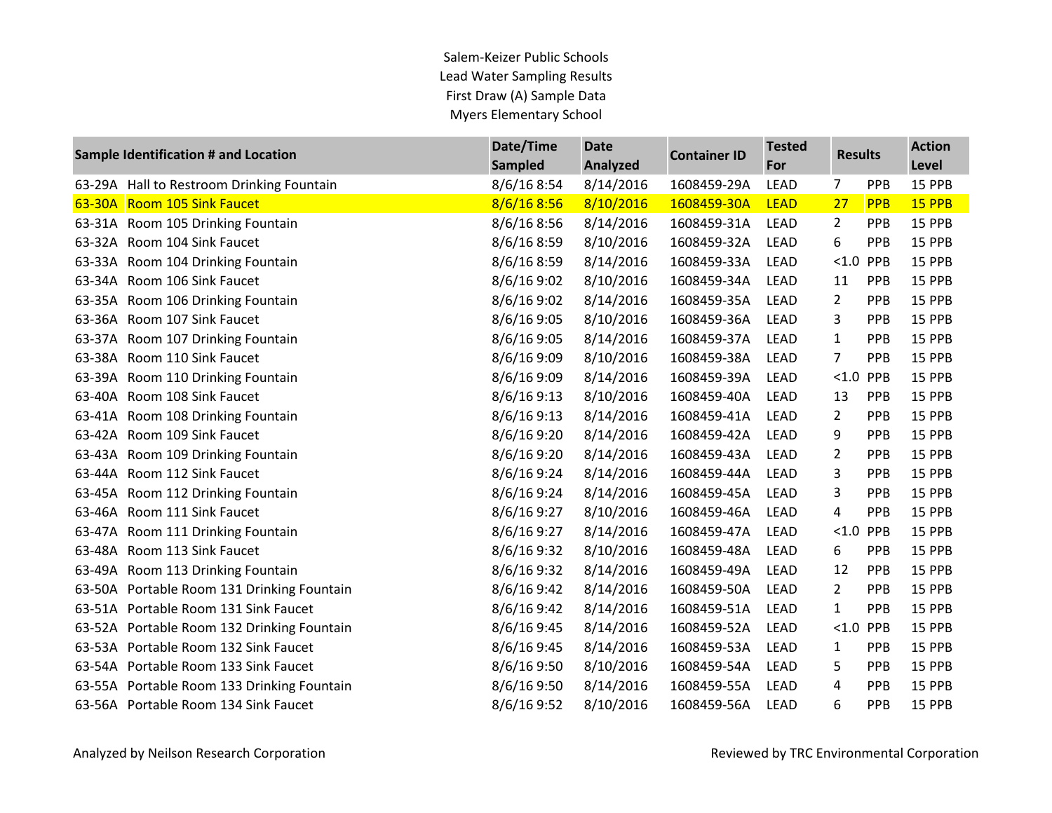Salem-Keizer Public Schools
Lead Water Sampling Results
First Draw (A) Sample Data
Myers Elementary School

| Sample Identification # and Location | | Date/Time Sampled | Date Analyzed | Container ID | Tested For | Results | | Action Level |
|---|---|---|---|---|---|---|---|---|
| 63-29A | Hall to Restroom Drinking Fountain | 8/6/16 8:54 | 8/14/2016 | 1608459-29A | LEAD | 7 | PPB | 15 PPB |
| 63-30A | Room 105 Sink Faucet | 8/6/16 8:56 | 8/10/2016 | 1608459-30A | LEAD | 27 | PPB | 15 PPB |
| 63-31A | Room 105 Drinking Fountain | 8/6/16 8:56 | 8/14/2016 | 1608459-31A | LEAD | 2 | PPB | 15 PPB |
| 63-32A | Room 104 Sink Faucet | 8/6/16 8:59 | 8/10/2016 | 1608459-32A | LEAD | 6 | PPB | 15 PPB |
| 63-33A | Room 104 Drinking Fountain | 8/6/16 8:59 | 8/14/2016 | 1608459-33A | LEAD | <1.0 | PPB | 15 PPB |
| 63-34A | Room 106 Sink Faucet | 8/6/16 9:02 | 8/10/2016 | 1608459-34A | LEAD | 11 | PPB | 15 PPB |
| 63-35A | Room 106 Drinking Fountain | 8/6/16 9:02 | 8/14/2016 | 1608459-35A | LEAD | 2 | PPB | 15 PPB |
| 63-36A | Room 107 Sink Faucet | 8/6/16 9:05 | 8/10/2016 | 1608459-36A | LEAD | 3 | PPB | 15 PPB |
| 63-37A | Room 107 Drinking Fountain | 8/6/16 9:05 | 8/14/2016 | 1608459-37A | LEAD | 1 | PPB | 15 PPB |
| 63-38A | Room 110 Sink Faucet | 8/6/16 9:09 | 8/10/2016 | 1608459-38A | LEAD | 7 | PPB | 15 PPB |
| 63-39A | Room 110 Drinking Fountain | 8/6/16 9:09 | 8/14/2016 | 1608459-39A | LEAD | <1.0 | PPB | 15 PPB |
| 63-40A | Room 108 Sink Faucet | 8/6/16 9:13 | 8/10/2016 | 1608459-40A | LEAD | 13 | PPB | 15 PPB |
| 63-41A | Room 108 Drinking Fountain | 8/6/16 9:13 | 8/14/2016 | 1608459-41A | LEAD | 2 | PPB | 15 PPB |
| 63-42A | Room 109 Sink Faucet | 8/6/16 9:20 | 8/14/2016 | 1608459-42A | LEAD | 9 | PPB | 15 PPB |
| 63-43A | Room 109 Drinking Fountain | 8/6/16 9:20 | 8/14/2016 | 1608459-43A | LEAD | 2 | PPB | 15 PPB |
| 63-44A | Room 112 Sink Faucet | 8/6/16 9:24 | 8/14/2016 | 1608459-44A | LEAD | 3 | PPB | 15 PPB |
| 63-45A | Room 112 Drinking Fountain | 8/6/16 9:24 | 8/14/2016 | 1608459-45A | LEAD | 3 | PPB | 15 PPB |
| 63-46A | Room 111 Sink Faucet | 8/6/16 9:27 | 8/10/2016 | 1608459-46A | LEAD | 4 | PPB | 15 PPB |
| 63-47A | Room 111 Drinking Fountain | 8/6/16 9:27 | 8/14/2016 | 1608459-47A | LEAD | <1.0 | PPB | 15 PPB |
| 63-48A | Room 113 Sink Faucet | 8/6/16 9:32 | 8/10/2016 | 1608459-48A | LEAD | 6 | PPB | 15 PPB |
| 63-49A | Room 113 Drinking Fountain | 8/6/16 9:32 | 8/14/2016 | 1608459-49A | LEAD | 12 | PPB | 15 PPB |
| 63-50A | Portable Room 131 Drinking Fountain | 8/6/16 9:42 | 8/14/2016 | 1608459-50A | LEAD | 2 | PPB | 15 PPB |
| 63-51A | Portable Room 131 Sink Faucet | 8/6/16 9:42 | 8/14/2016 | 1608459-51A | LEAD | 1 | PPB | 15 PPB |
| 63-52A | Portable Room 132 Drinking Fountain | 8/6/16 9:45 | 8/14/2016 | 1608459-52A | LEAD | <1.0 | PPB | 15 PPB |
| 63-53A | Portable Room 132 Sink Faucet | 8/6/16 9:45 | 8/14/2016 | 1608459-53A | LEAD | 1 | PPB | 15 PPB |
| 63-54A | Portable Room 133 Sink Faucet | 8/6/16 9:50 | 8/10/2016 | 1608459-54A | LEAD | 5 | PPB | 15 PPB |
| 63-55A | Portable Room 133 Drinking Fountain | 8/6/16 9:50 | 8/14/2016 | 1608459-55A | LEAD | 4 | PPB | 15 PPB |
| 63-56A | Portable Room 134 Sink Faucet | 8/6/16 9:52 | 8/10/2016 | 1608459-56A | LEAD | 6 | PPB | 15 PPB |

Analyzed by Neilson Research Corporation

Reviewed by TRC Environmental Corporation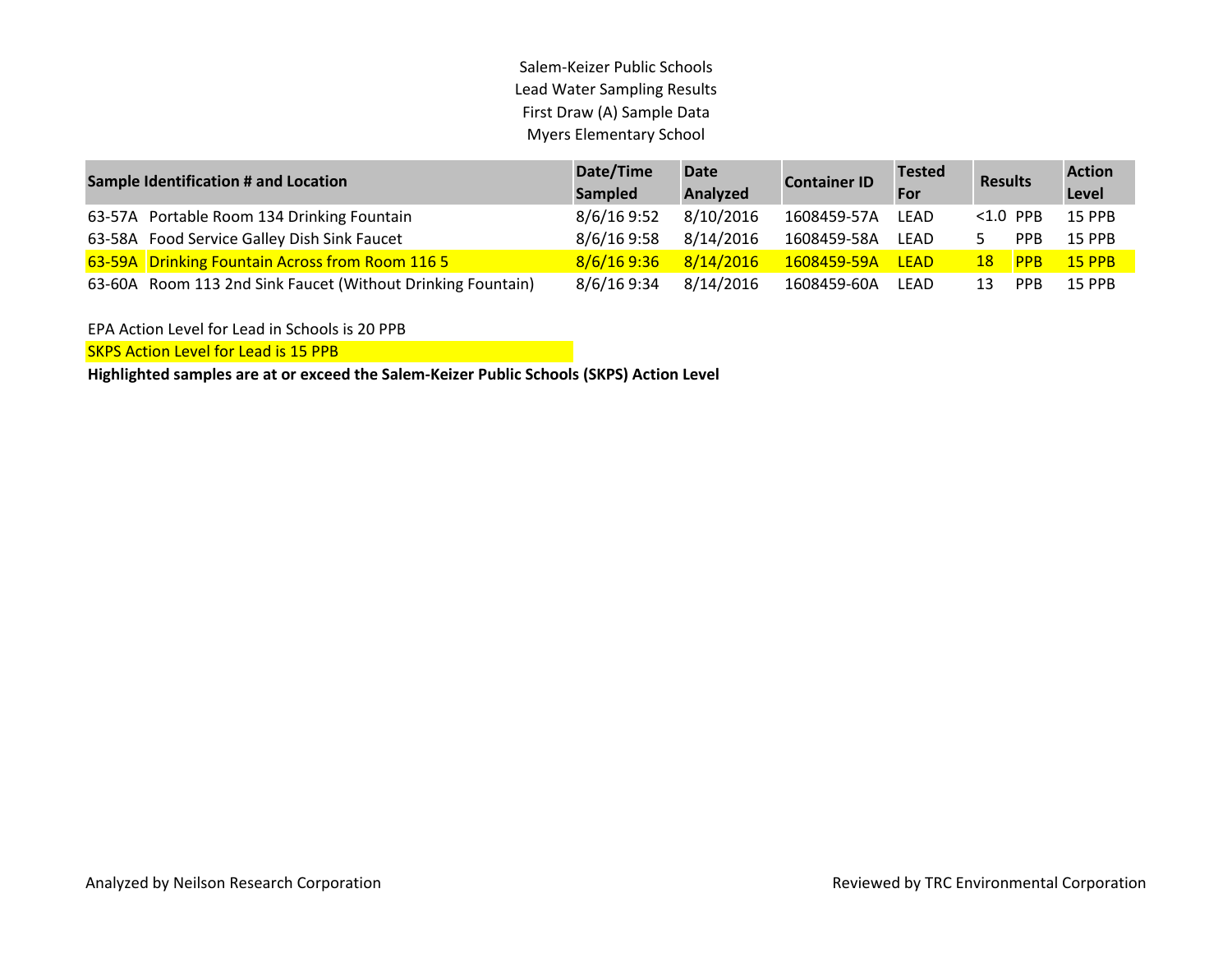Salem-Keizer Public Schools
Lead Water Sampling Results
First Draw (A) Sample Data
Myers Elementary School

| Sample Identification # and Location | Date/Time Sampled | Date Analyzed | Container ID | Tested For | Results | Action Level |
|---|---|---|---|---|---|---|
| 63-57A Portable Room 134 Drinking Fountain | 8/6/16 9:52 | 8/10/2016 | 1608459-57A | LEAD | <1.0 PPB | 15 PPB |
| 63-58A Food Service Galley Dish Sink Faucet | 8/6/16 9:58 | 8/14/2016 | 1608459-58A | LEAD | 5 PPB | 15 PPB |
| 63-59A Drinking Fountain Across from Room 116 5 | 8/6/16 9:36 | 8/14/2016 | 1608459-59A | LEAD | 18 PPB | 15 PPB |
| 63-60A Room 113 2nd Sink Faucet (Without Drinking Fountain) | 8/6/16 9:34 | 8/14/2016 | 1608459-60A | LEAD | 13 PPB | 15 PPB |

EPA Action Level for Lead in Schools is 20 PPB

SKPS Action Level for Lead is 15 PPB

**Highlighted samples are at or exceed the Salem-Keizer Public Schools (SKPS) Action Level**

Analyzed by Neilson Research Corporation

Reviewed by TRC Environmental Corporation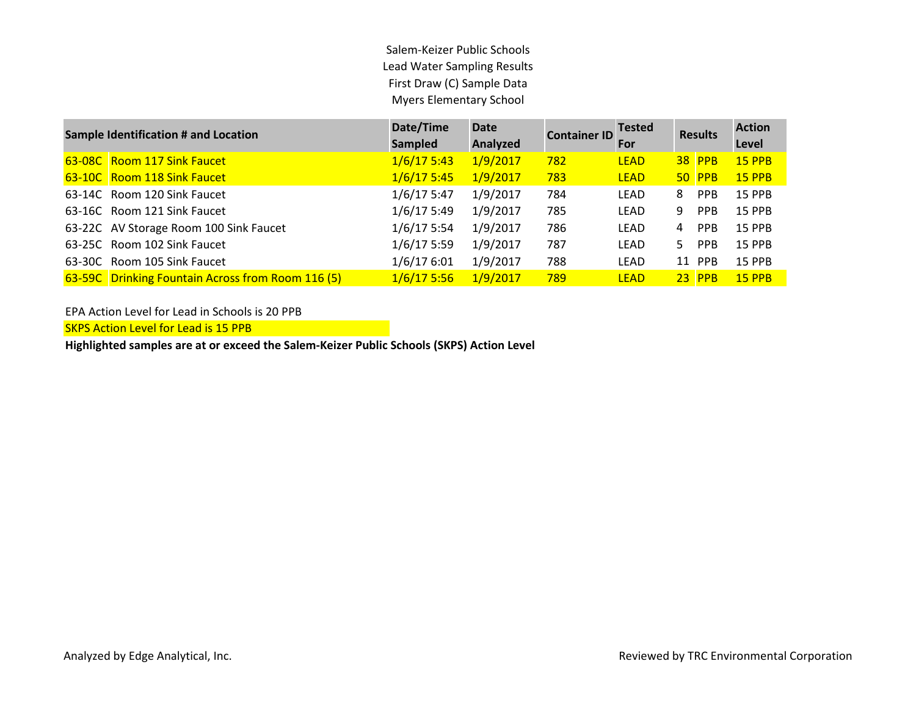Salem-Keizer Public Schools
Lead Water Sampling Results
First Draw (C) Sample Data
Myers Elementary School

| Sample Identification # and Location | | Date/Time Sampled | Date Analyzed | Container ID | Tested For | Results | | Action Level |
|---|---|---|---|---|---|---|---|---|
| 63-08C | Room 117 Sink Faucet | 1/6/17 5:43 | 1/9/2017 | 782 | LEAD | 38 | PPB | 15 PPB |
| 63-10C | Room 118 Sink Faucet | 1/6/17 5:45 | 1/9/2017 | 783 | LEAD | 50 | PPB | 15 PPB |
| 63-14C | Room 120 Sink Faucet | 1/6/17 5:47 | 1/9/2017 | 784 | LEAD | 8 | PPB | 15 PPB |
| 63-16C | Room 121 Sink Faucet | 1/6/17 5:49 | 1/9/2017 | 785 | LEAD | 9 | PPB | 15 PPB |
| 63-22C | AV Storage Room 100 Sink Faucet | 1/6/17 5:54 | 1/9/2017 | 786 | LEAD | 4 | PPB | 15 PPB |
| 63-25C | Room 102 Sink Faucet | 1/6/17 5:59 | 1/9/2017 | 787 | LEAD | 5 | PPB | 15 PPB |
| 63-30C | Room 105 Sink Faucet | 1/6/17 6:01 | 1/9/2017 | 788 | LEAD | 11 | PPB | 15 PPB |
| 63-59C | Drinking Fountain Across from Room 116 (5) | 1/6/17 5:56 | 1/9/2017 | 789 | LEAD | 23 | PPB | 15 PPB |

EPA Action Level for Lead in Schools is 20 PPB

SKPS Action Level for Lead is 15 PPB

**Highlighted samples are at or exceed the Salem-Keizer Public Schools (SKPS) Action Level**

Analyzed by Edge Analytical, Inc.

Reviewed by TRC Environmental Corporation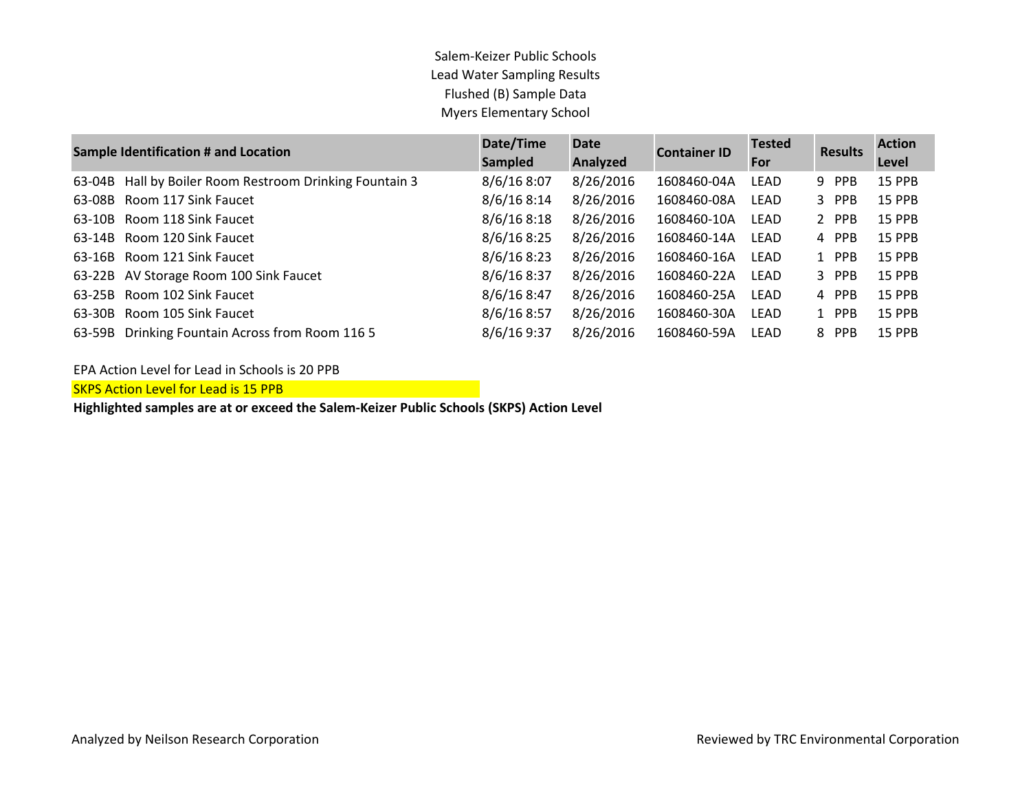Salem-Keizer Public Schools
Lead Water Sampling Results
Flushed (B) Sample Data
Myers Elementary School

| Sample Identification # and Location | Date/Time Sampled | Date Analyzed | Container ID | Tested For | Results | Action Level |
|---|---|---|---|---|---|---|
| 63-04B Hall by Boiler Room Restroom Drinking Fountain 3 | 8/6/16 8:07 | 8/26/2016 | 1608460-04A | LEAD | 9 PPB | 15 PPB |
| 63-08B Room 117 Sink Faucet | 8/6/16 8:14 | 8/26/2016 | 1608460-08A | LEAD | 3 PPB | 15 PPB |
| 63-10B Room 118 Sink Faucet | 8/6/16 8:18 | 8/26/2016 | 1608460-10A | LEAD | 2 PPB | 15 PPB |
| 63-14B Room 120 Sink Faucet | 8/6/16 8:25 | 8/26/2016 | 1608460-14A | LEAD | 4 PPB | 15 PPB |
| 63-16B Room 121 Sink Faucet | 8/6/16 8:23 | 8/26/2016 | 1608460-16A | LEAD | 1 PPB | 15 PPB |
| 63-22B AV Storage Room 100 Sink Faucet | 8/6/16 8:37 | 8/26/2016 | 1608460-22A | LEAD | 3 PPB | 15 PPB |
| 63-25B Room 102 Sink Faucet | 8/6/16 8:47 | 8/26/2016 | 1608460-25A | LEAD | 4 PPB | 15 PPB |
| 63-30B Room 105 Sink Faucet | 8/6/16 8:57 | 8/26/2016 | 1608460-30A | LEAD | 1 PPB | 15 PPB |
| 63-59B Drinking Fountain Across from Room 116 5 | 8/6/16 9:37 | 8/26/2016 | 1608460-59A | LEAD | 8 PPB | 15 PPB |

EPA Action Level for Lead in Schools is 20 PPB

SKPS Action Level for Lead is 15 PPB

**Highlighted samples are at or exceed the Salem-Keizer Public Schools (SKPS) Action Level**

Analyzed by Neilson Research Corporation

Reviewed by TRC Environmental Corporation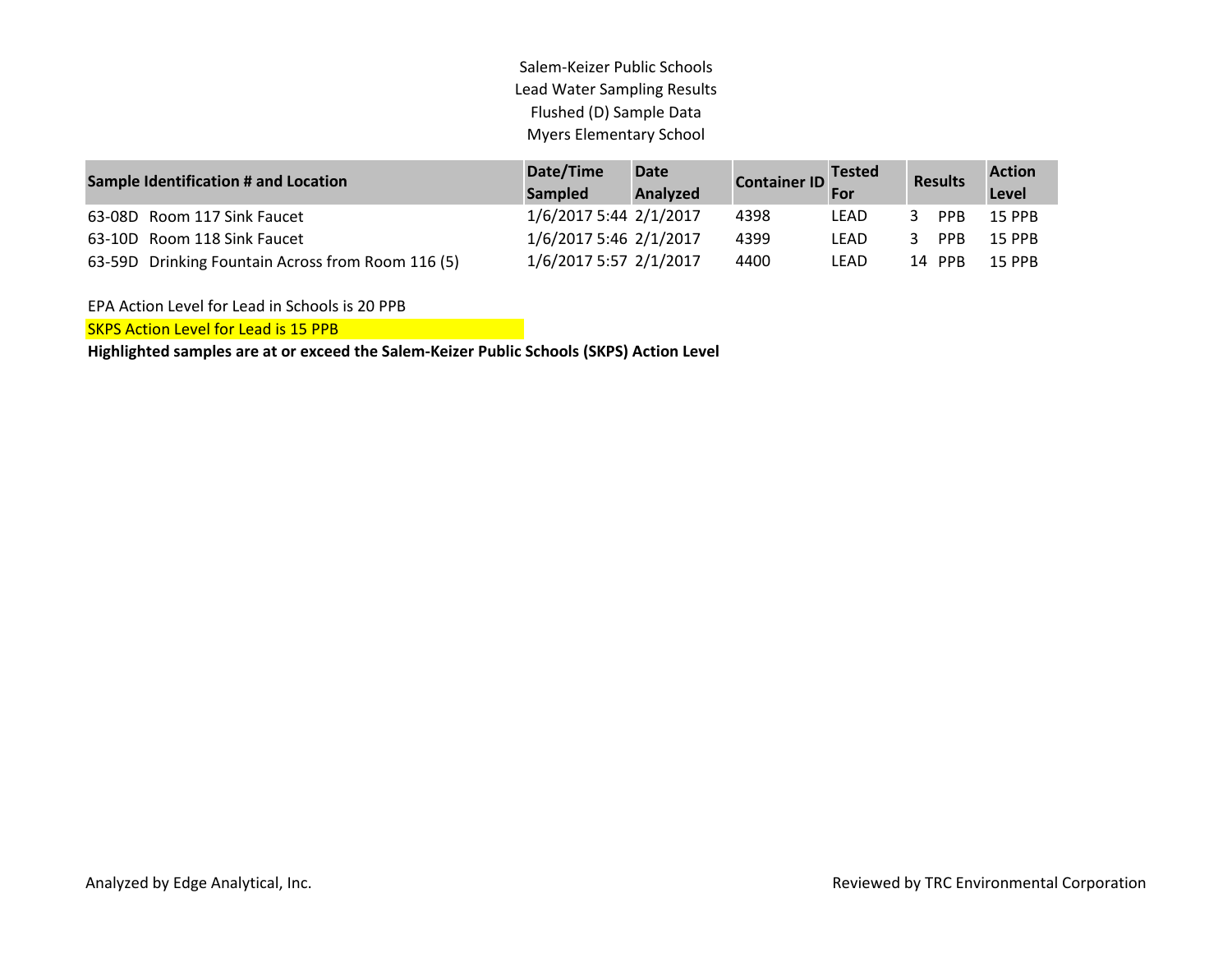Salem-Keizer Public Schools
Lead Water Sampling Results
Flushed (D) Sample Data
Myers Elementary School

| Sample Identification # and Location | Date/Time Sampled | Date Analyzed | Container ID | Tested For | Results | Action Level |
|---|---|---|---|---|---|---|
| 63-08D Room 117 Sink Faucet | 1/6/2017 5:44 | 2/1/2017 | 4398 | LEAD | 3 PPB | 15 PPB |
| 63-10D Room 118 Sink Faucet | 1/6/2017 5:46 | 2/1/2017 | 4399 | LEAD | 3 PPB | 15 PPB |
| 63-59D Drinking Fountain Across from Room 116 (5) | 1/6/2017 5:57 | 2/1/2017 | 4400 | LEAD | 14 PPB | 15 PPB |

EPA Action Level for Lead in Schools is 20 PPB

SKPS Action Level for Lead is 15 PPB

**Highlighted samples are at or exceed the Salem-Keizer Public Schools (SKPS) Action Level**

Analyzed by Edge Analytical, Inc.

Reviewed by TRC Environmental Corporation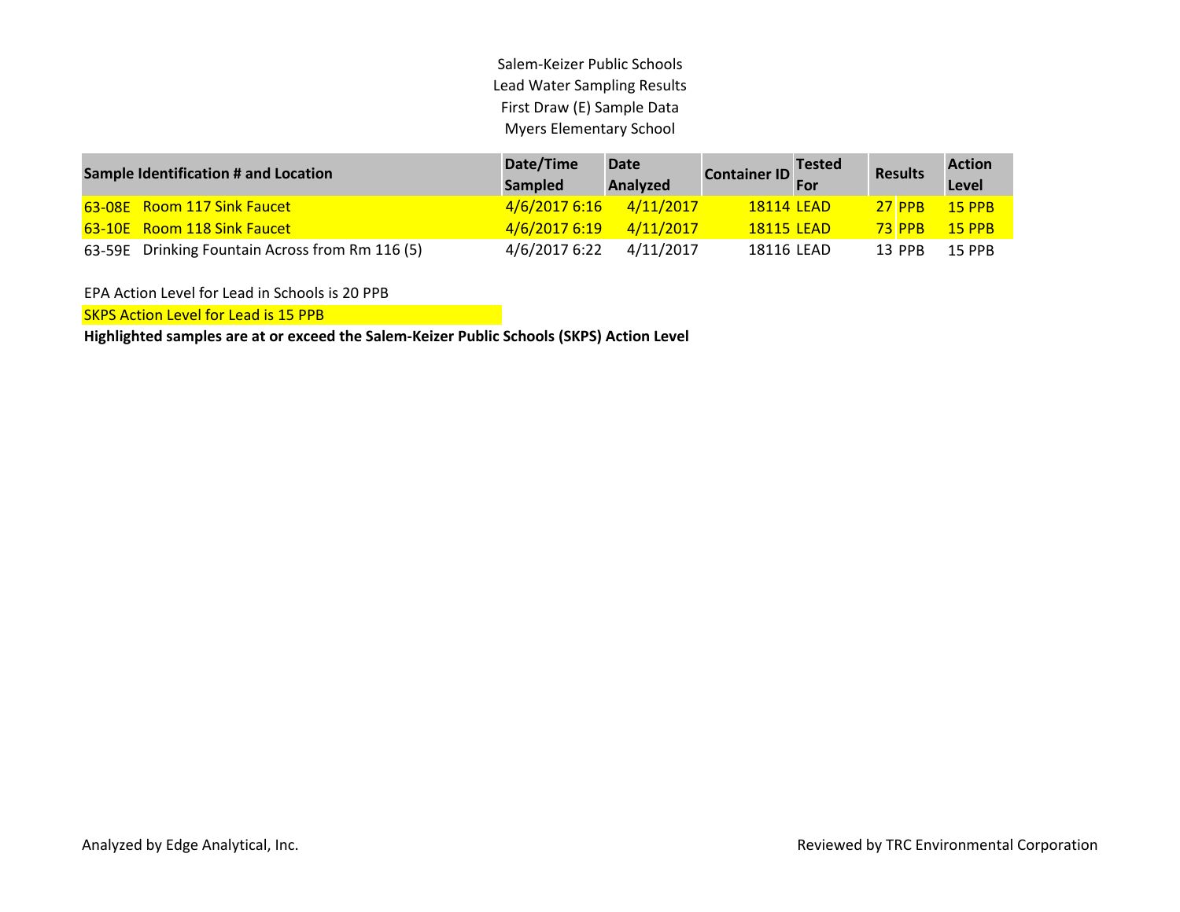Salem-Keizer Public Schools
Lead Water Sampling Results
First Draw (E) Sample Data
Myers Elementary School

| Sample Identification # and Location | Date/Time Sampled | Date Analyzed | Container ID | Tested For | Results | Action Level |
|---|---|---|---|---|---|---|
| 63-08E Room 117 Sink Faucet | 4/6/2017 6:16 | 4/11/2017 | 18114 | LEAD | 27 PPB | 15 PPB |
| 63-10E Room 118 Sink Faucet | 4/6/2017 6:19 | 4/11/2017 | 18115 | LEAD | 73 PPB | 15 PPB |
| 63-59E Drinking Fountain Across from Rm 116 (5) | 4/6/2017 6:22 | 4/11/2017 | 18116 | LEAD | 13 PPB | 15 PPB |

EPA Action Level for Lead in Schools is 20 PPB

SKPS Action Level for Lead is 15 PPB

**Highlighted samples are at or exceed the Salem-Keizer Public Schools (SKPS) Action Level**

Analyzed by Edge Analytical, Inc.

Reviewed by TRC Environmental Corporation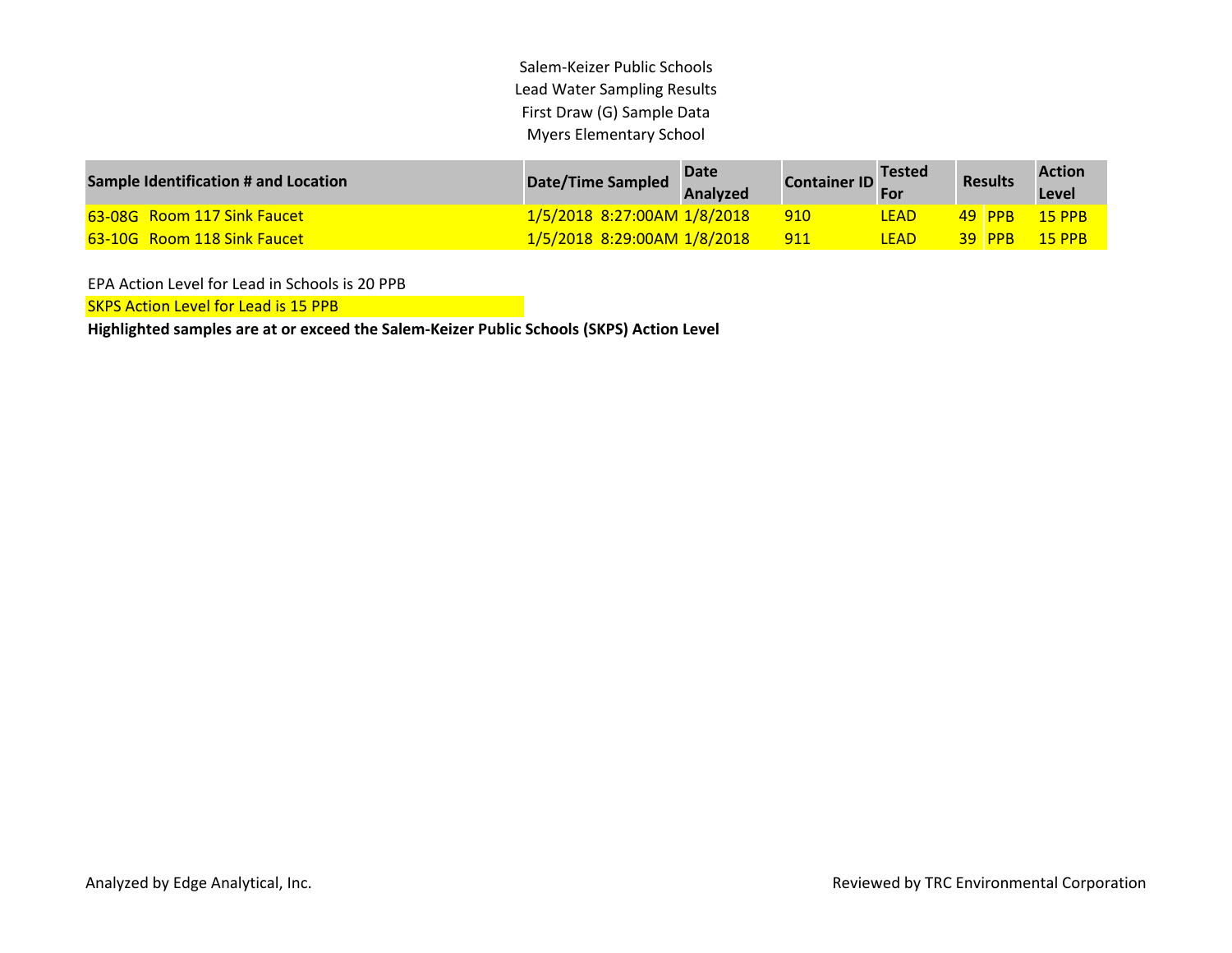Salem-Keizer Public Schools
Lead Water Sampling Results
First Draw (G) Sample Data
Myers Elementary School

| Sample Identification # and Location | Date/Time Sampled | Date Analyzed | Container ID | Tested For | Results | | Action Level |
|---|---|---|---|---|---|---|---|
| 63-08G Room 117 Sink Faucet | 1/5/2018 8:27:00AM | 1/8/2018 | 910 | LEAD | 49 | PPB | 15 PPB |
| 63-10G Room 118 Sink Faucet | 1/5/2018 8:29:00AM | 1/8/2018 | 911 | LEAD | 39 | PPB | 15 PPB |

EPA Action Level for Lead in Schools is 20 PPB

SKPS Action Level for Lead is 15 PPB

**Highlighted samples are at or exceed the Salem-Keizer Public Schools (SKPS) Action Level**

Analyzed by Edge Analytical, Inc.

Reviewed by TRC Environmental Corporation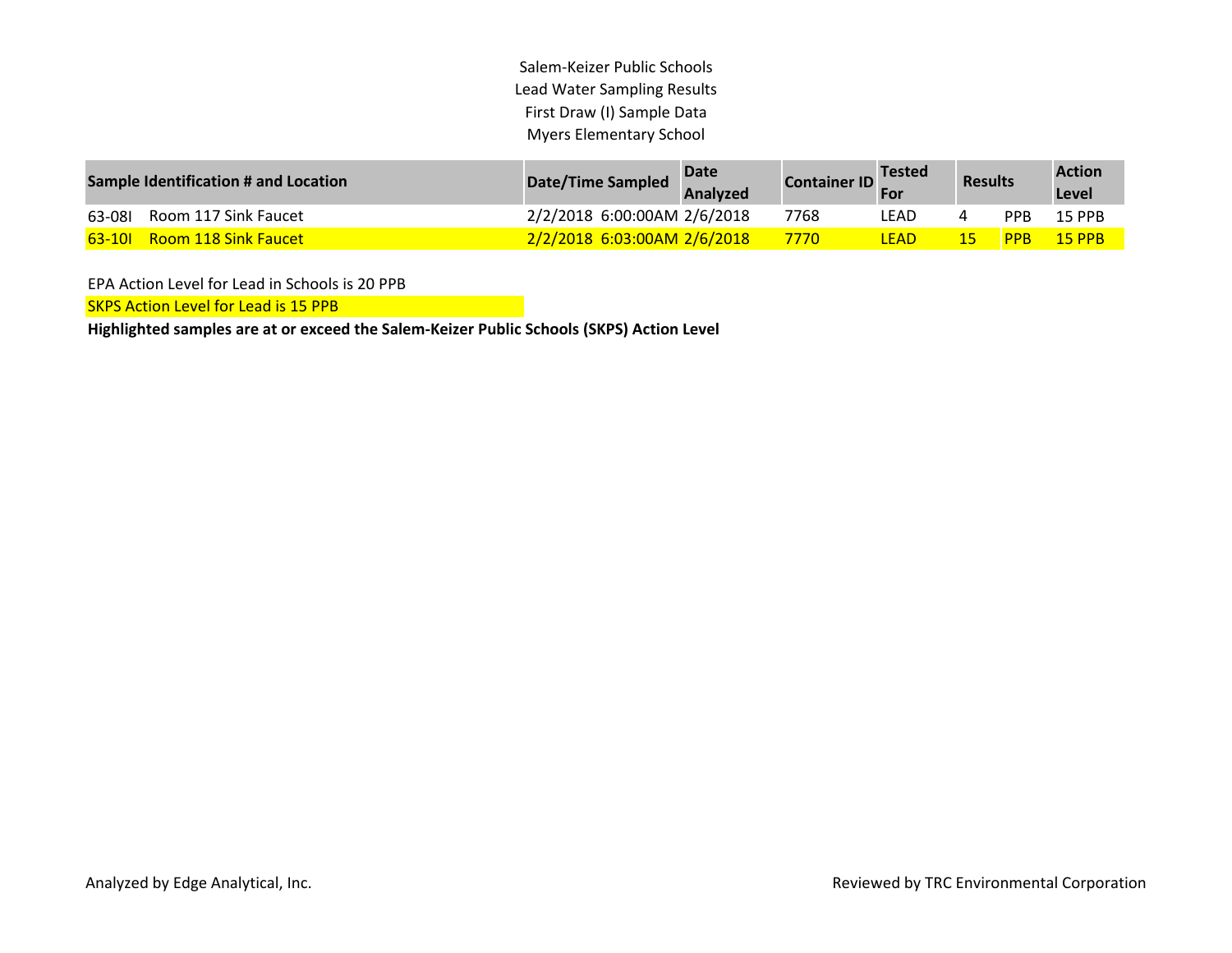Salem-Keizer Public Schools
Lead Water Sampling Results
First Draw (I) Sample Data
Myers Elementary School

| Sample Identification # and Location | | Date/Time Sampled | Date Analyzed | Container ID | Tested For | Results | | Action Level |
|---|---|---|---|---|---|---|---|---|
| 63-08I | Room 117 Sink Faucet | 2/2/2018 6:00:00AM | 2/6/2018 | 7768 | LEAD | 4 | PPB | 15 PPB |
| 63-10I | Room 118 Sink Faucet | 2/2/2018 6:03:00AM | 2/6/2018 | 7770 | LEAD | 15 | PPB | 15 PPB |

EPA Action Level for Lead in Schools is 20 PPB

SKPS Action Level for Lead is 15 PPB

**Highlighted samples are at or exceed the Salem-Keizer Public Schools (SKPS) Action Level**

Analyzed by Edge Analytical, Inc.

Reviewed by TRC Environmental Corporation